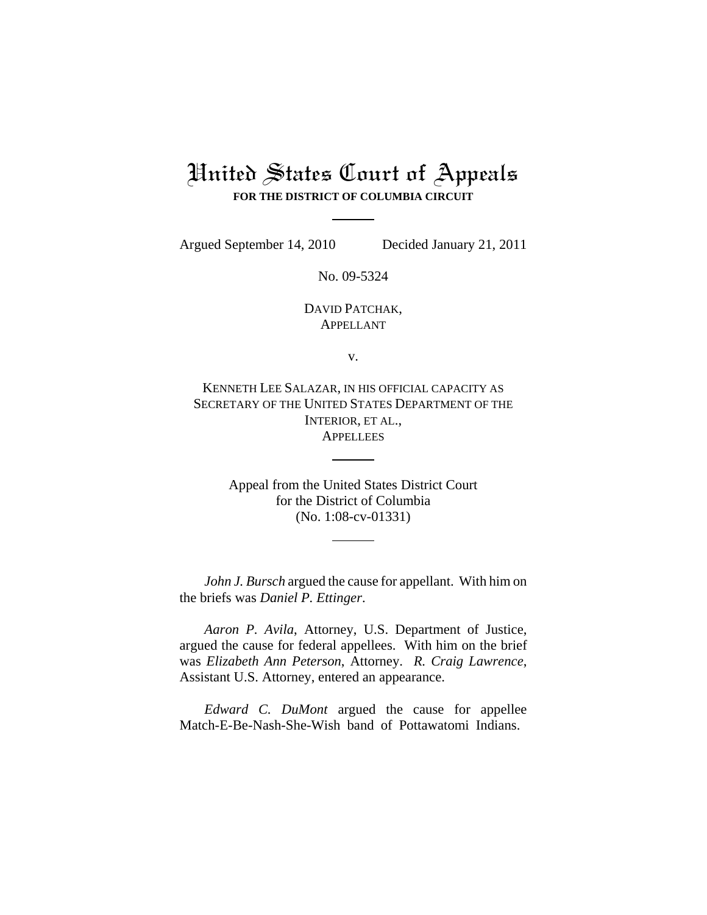# United States Court of Appeals

**FOR THE DISTRICT OF COLUMBIA CIRCUIT**

---

Argued September 14, 2010 Decided January 21, 2011

No. 09-5324

DAVID PATCHAK,
APPELLANT

v.

KENNETH LEE SALAZAR, IN HIS OFFICIAL CAPACITY AS SECRETARY OF THE UNITED STATES DEPARTMENT OF THE INTERIOR, ET AL.,
APPELLEES

---

Appeal from the United States District Court
for the District of Columbia
(No. 1:08-cv-01331)

---

*John J. Bursch* argued the cause for appellant. With him on the briefs was *Daniel P. Ettinger*.

*Aaron P. Avila*, Attorney, U.S. Department of Justice, argued the cause for federal appellees. With him on the brief was *Elizabeth Ann Peterson*, Attorney. *R. Craig Lawrence*, Assistant U.S. Attorney, entered an appearance.

*Edward C. DuMont* argued the cause for appellee Match-E-Be-Nash-She-Wish band of Pottawatomi Indians.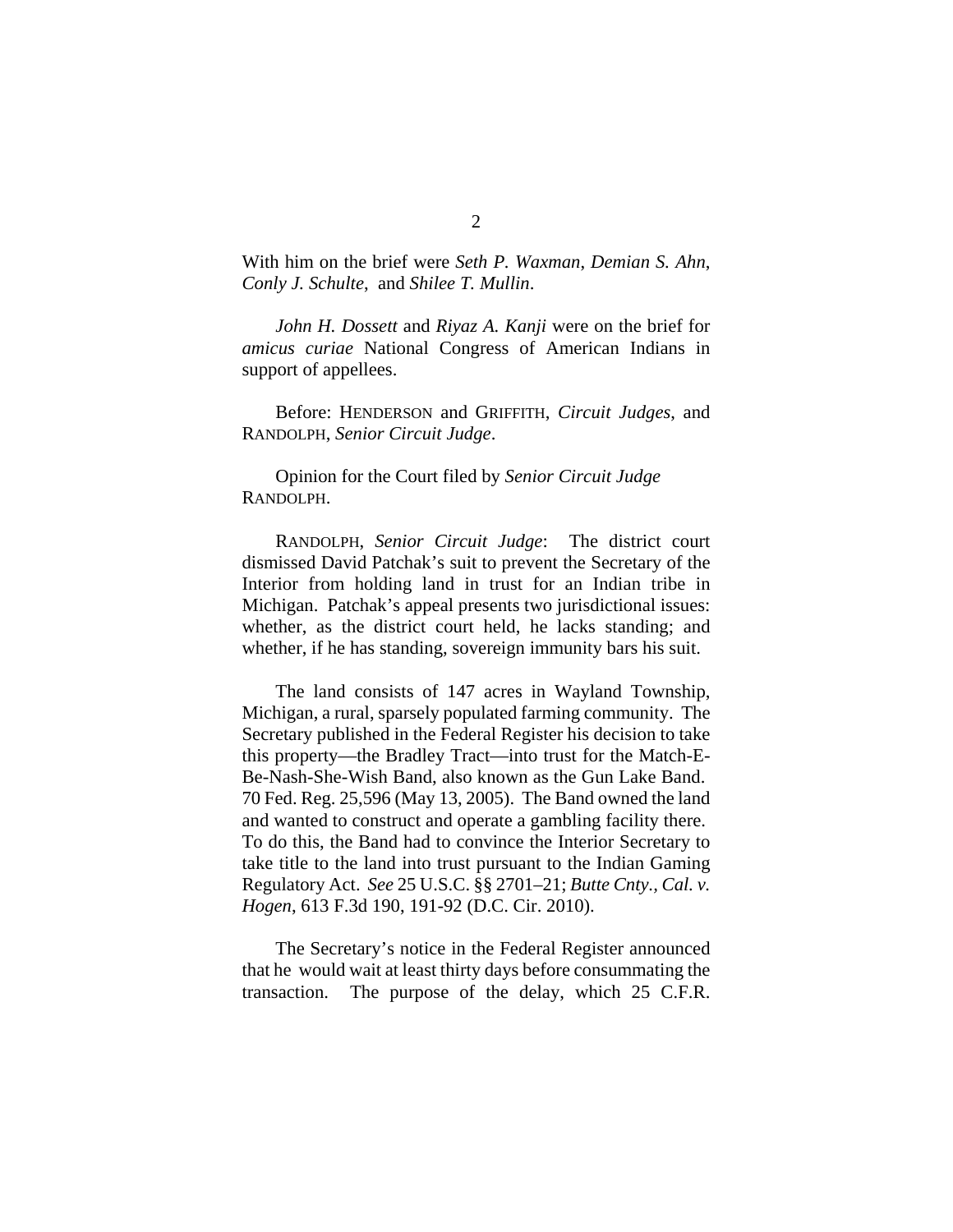With him on the brief were *Seth P. Waxman*, *Demian S. Ahn*, *Conly J. Schulte*, and *Shilee T. Mullin*.

*John H. Dossett* and *Riyaz A. Kanji* were on the brief for *amicus curiae* National Congress of American Indians in support of appellees.

Before: HENDERSON and GRIFFITH, *Circuit Judges*, and RANDOLPH, *Senior Circuit Judge*.

Opinion for the Court filed by *Senior Circuit Judge* RANDOLPH.

RANDOLPH, *Senior Circuit Judge*: The district court dismissed David Patchak's suit to prevent the Secretary of the Interior from holding land in trust for an Indian tribe in Michigan. Patchak's appeal presents two jurisdictional issues: whether, as the district court held, he lacks standing; and whether, if he has standing, sovereign immunity bars his suit.

The land consists of 147 acres in Wayland Township, Michigan, a rural, sparsely populated farming community. The Secretary published in the Federal Register his decision to take this property—the Bradley Tract—into trust for the Match-E-Be-Nash-She-Wish Band, also known as the Gun Lake Band. 70 Fed. Reg. 25,596 (May 13, 2005). The Band owned the land and wanted to construct and operate a gambling facility there. To do this, the Band had to convince the Interior Secretary to take title to the land into trust pursuant to the Indian Gaming Regulatory Act. *See* 25 U.S.C. §§ 2701–21; *Butte Cnty., Cal. v. Hogen*, 613 F.3d 190, 191-92 (D.C. Cir. 2010).

The Secretary's notice in the Federal Register announced that he would wait at least thirty days before consummating the transaction. The purpose of the delay, which 25 C.F.R.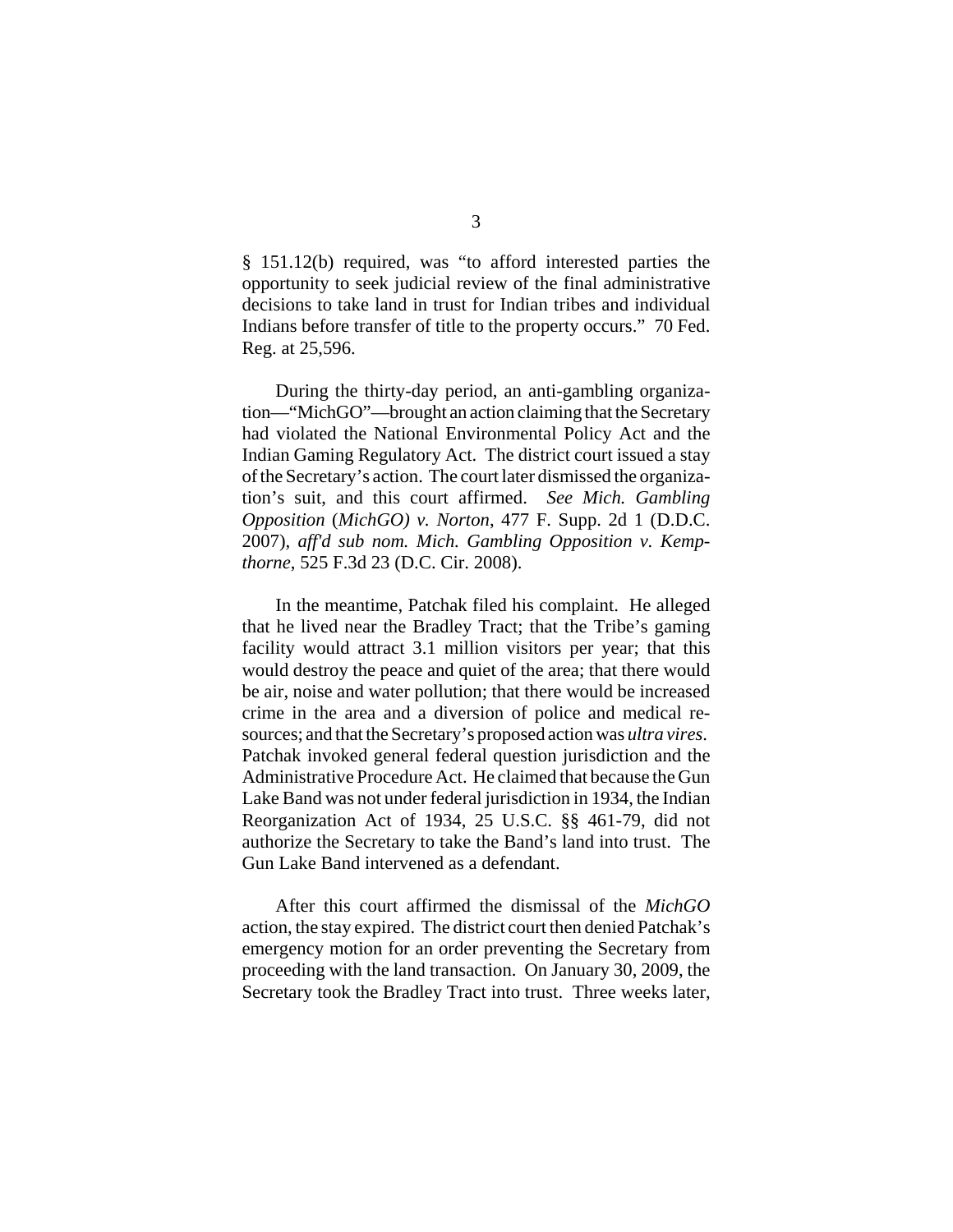§ 151.12(b) required, was "to afford interested parties the opportunity to seek judicial review of the final administrative decisions to take land in trust for Indian tribes and individual Indians before transfer of title to the property occurs." 70 Fed. Reg. at 25,596.

During the thirty-day period, an anti-gambling organization—"MichGO"—brought an action claiming that the Secretary had violated the National Environmental Policy Act and the Indian Gaming Regulatory Act. The district court issued a stay of the Secretary's action. The court later dismissed the organization's suit, and this court affirmed. *See Mich. Gambling Opposition* (*MichGO) v. Norton*, 477 F. Supp. 2d 1 (D.D.C. 2007), *aff'd sub nom. Mich. Gambling Opposition v. Kempthorne*, 525 F.3d 23 (D.C. Cir. 2008).

In the meantime, Patchak filed his complaint. He alleged that he lived near the Bradley Tract; that the Tribe's gaming facility would attract 3.1 million visitors per year; that this would destroy the peace and quiet of the area; that there would be air, noise and water pollution; that there would be increased crime in the area and a diversion of police and medical resources; and that the Secretary's proposed action was *ultra vires*. Patchak invoked general federal question jurisdiction and the Administrative Procedure Act. He claimed that because the Gun Lake Band was not under federal jurisdiction in 1934, the Indian Reorganization Act of 1934, 25 U.S.C. §§ 461-79, did not authorize the Secretary to take the Band's land into trust. The Gun Lake Band intervened as a defendant.

After this court affirmed the dismissal of the *MichGO* action, the stay expired. The district court then denied Patchak's emergency motion for an order preventing the Secretary from proceeding with the land transaction. On January 30, 2009, the Secretary took the Bradley Tract into trust. Three weeks later,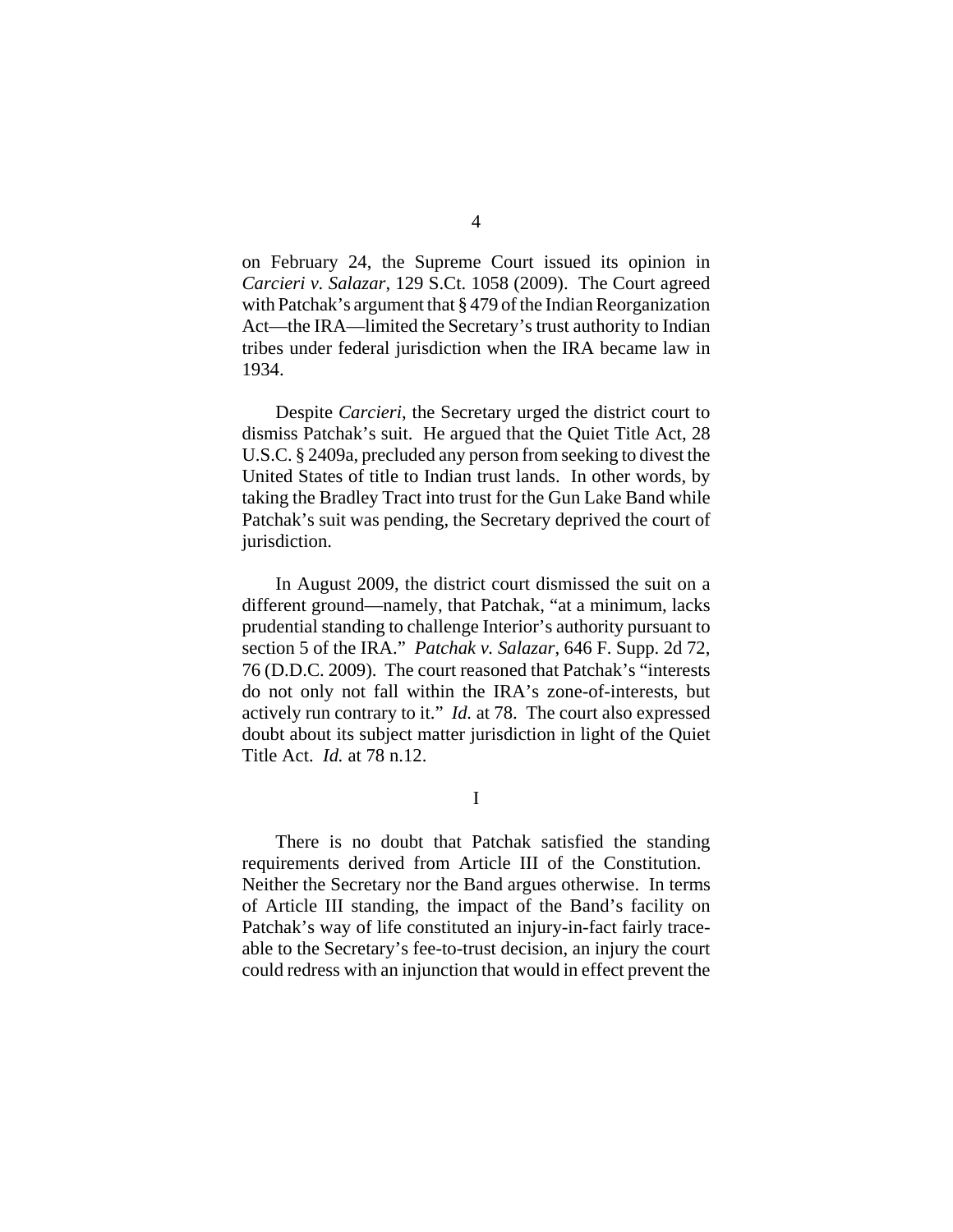on February 24, the Supreme Court issued its opinion in *Carcieri v. Salazar*, 129 S.Ct. 1058 (2009). The Court agreed with Patchak's argument that § 479 of the Indian Reorganization Act—the IRA—limited the Secretary's trust authority to Indian tribes under federal jurisdiction when the IRA became law in 1934.

Despite *Carcieri*, the Secretary urged the district court to dismiss Patchak's suit. He argued that the Quiet Title Act, 28 U.S.C. § 2409a, precluded any person from seeking to divest the United States of title to Indian trust lands. In other words, by taking the Bradley Tract into trust for the Gun Lake Band while Patchak's suit was pending, the Secretary deprived the court of jurisdiction.

In August 2009, the district court dismissed the suit on a different ground—namely, that Patchak, "at a minimum, lacks prudential standing to challenge Interior's authority pursuant to section 5 of the IRA." *Patchak v. Salazar*, 646 F. Supp. 2d 72, 76 (D.D.C. 2009). The court reasoned that Patchak's "interests do not only not fall within the IRA's zone-of-interests, but actively run contrary to it." *Id.* at 78. The court also expressed doubt about its subject matter jurisdiction in light of the Quiet Title Act. *Id.* at 78 n.12.

## I

There is no doubt that Patchak satisfied the standing requirements derived from Article III of the Constitution. Neither the Secretary nor the Band argues otherwise. In terms of Article III standing, the impact of the Band's facility on Patchak's way of life constituted an injury-in-fact fairly traceable to the Secretary's fee-to-trust decision, an injury the court could redress with an injunction that would in effect prevent the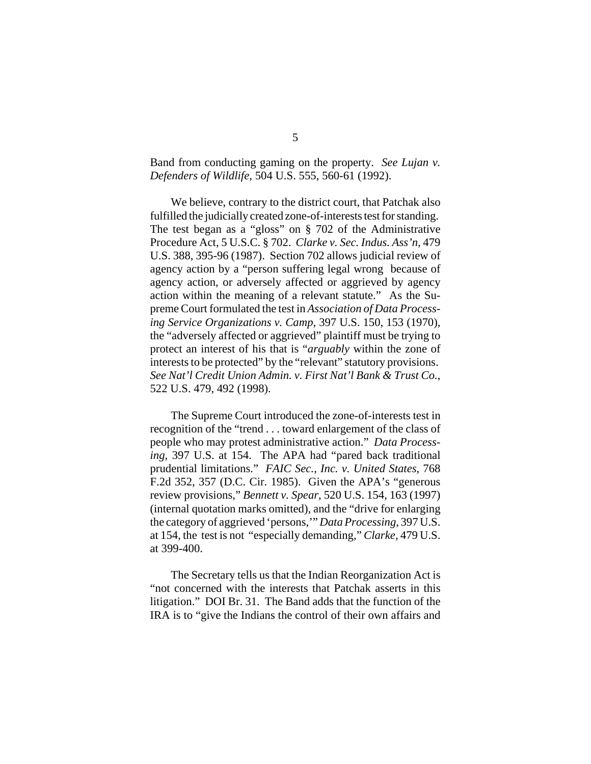Band from conducting gaming on the property. *See Lujan v. Defenders of Wildlife*, 504 U.S. 555, 560-61 (1992).

We believe, contrary to the district court, that Patchak also fulfilled the judicially created zone-of-interests test for standing. The test began as a "gloss" on § 702 of the Administrative Procedure Act, 5 U.S.C. § 702. *Clarke v. Sec. Indus. Ass'n*, 479 U.S. 388, 395-96 (1987). Section 702 allows judicial review of agency action by a "person suffering legal wrong because of agency action, or adversely affected or aggrieved by agency action within the meaning of a relevant statute." As the Supreme Court formulated the test in *Association of Data Processing Service Organizations v. Camp*, 397 U.S. 150, 153 (1970), the "adversely affected or aggrieved" plaintiff must be trying to protect an interest of his that is "*arguably* within the zone of interests to be protected" by the "relevant" statutory provisions. *See Nat'l Credit Union Admin. v. First Nat'l Bank & Trust Co.*, 522 U.S. 479, 492 (1998).

The Supreme Court introduced the zone-of-interests test in recognition of the "trend . . . toward enlargement of the class of people who may protest administrative action." *Data Processing*, 397 U.S. at 154. The APA had "pared back traditional prudential limitations." *FAIC Sec., Inc. v. United States*, 768 F.2d 352, 357 (D.C. Cir. 1985). Given the APA's "generous review provisions," *Bennett v. Spear*, 520 U.S. 154, 163 (1997) (internal quotation marks omitted), and the "drive for enlarging the category of aggrieved 'persons,'" *Data Processing*, 397 U.S. at 154, the test is not "especially demanding," *Clarke*, 479 U.S. at 399-400.

The Secretary tells us that the Indian Reorganization Act is "not concerned with the interests that Patchak asserts in this litigation." DOI Br. 31. The Band adds that the function of the IRA is to "give the Indians the control of their own affairs and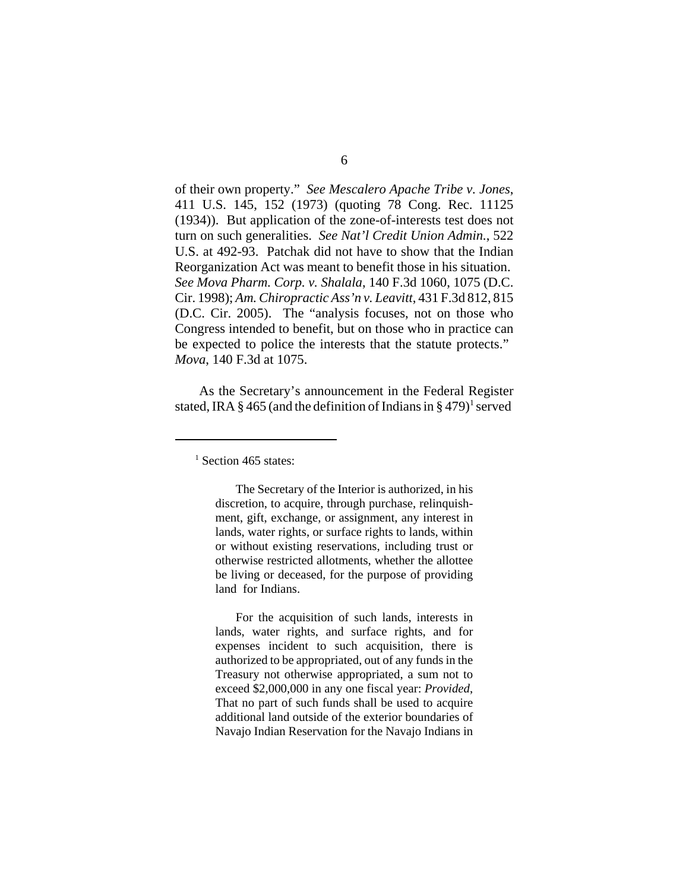of their own property." *See Mescalero Apache Tribe v. Jones*, 411 U.S. 145, 152 (1973) (quoting 78 Cong. Rec. 11125 (1934)). But application of the zone-of-interests test does not turn on such generalities. *See Nat'l Credit Union Admin.*, 522 U.S. at 492-93. Patchak did not have to show that the Indian Reorganization Act was meant to benefit those in his situation. *See Mova Pharm. Corp. v. Shalala*, 140 F.3d 1060, 1075 (D.C. Cir. 1998); *Am. Chiropractic Ass'n v. Leavitt*, 431 F.3d 812, 815 (D.C. Cir. 2005). The "analysis focuses, not on those who Congress intended to benefit, but on those who in practice can be expected to police the interests that the statute protects." *Mova*, 140 F.3d at 1075.

As the Secretary's announcement in the Federal Register stated, IRA § 465 (and the definition of Indians in § 479)[1] served

---

[1] Section 465 states:

> The Secretary of the Interior is authorized, in his discretion, to acquire, through purchase, relinquishment, gift, exchange, or assignment, any interest in lands, water rights, or surface rights to lands, within or without existing reservations, including trust or otherwise restricted allotments, whether the allottee be living or deceased, for the purpose of providing land for Indians.
>
> For the acquisition of such lands, interests in lands, water rights, and surface rights, and for expenses incident to such acquisition, there is authorized to be appropriated, out of any funds in the Treasury not otherwise appropriated, a sum not to exceed $2,000,000 in any one fiscal year: *Provided*, That no part of such funds shall be used to acquire additional land outside of the exterior boundaries of Navajo Indian Reservation for the Navajo Indians in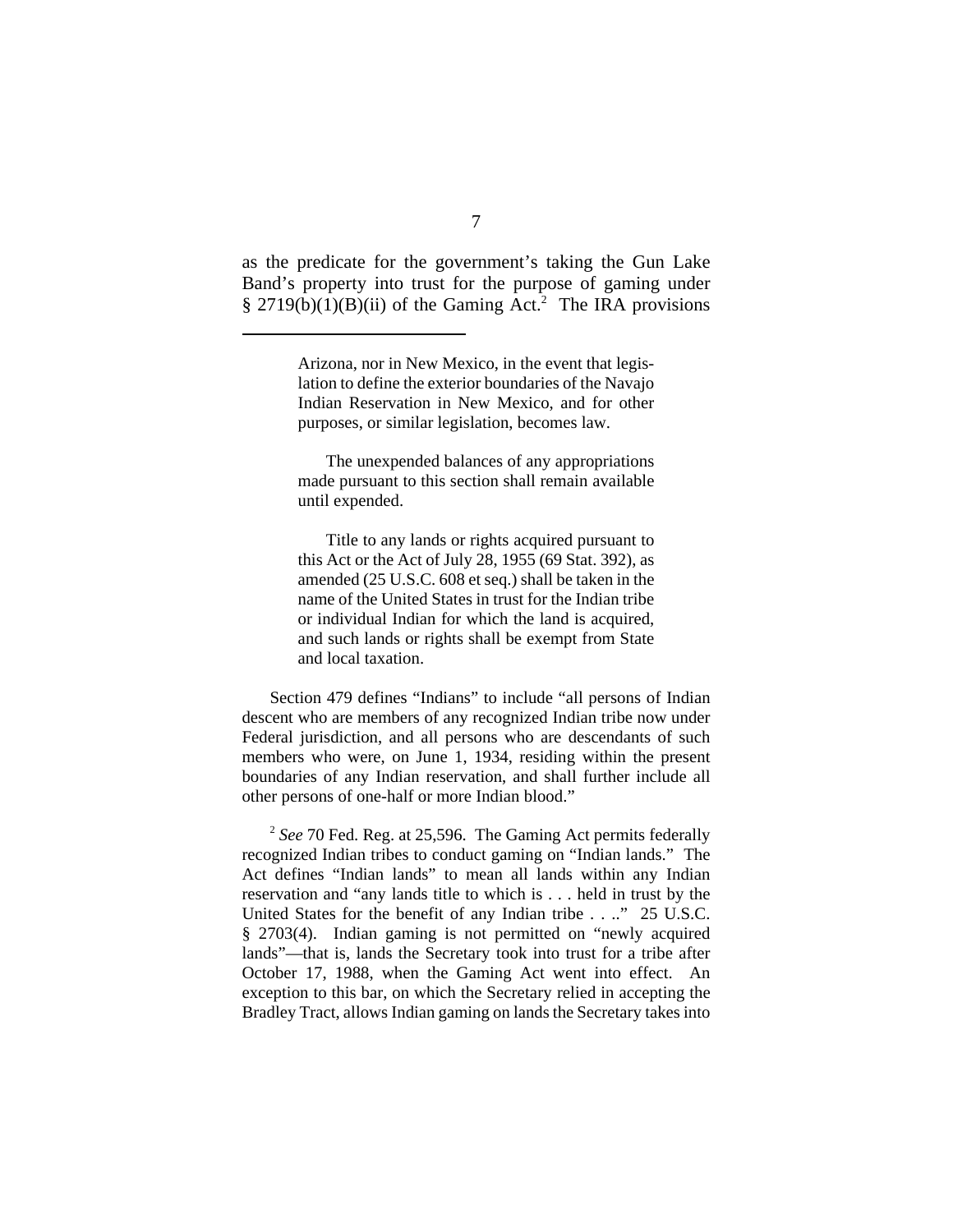as the predicate for the government's taking the Gun Lake Band's property into trust for the purpose of gaming under § 2719(b)(1)(B)(ii) of the Gaming Act.[2] The IRA provisions

---

> Arizona, nor in New Mexico, in the event that legislation to define the exterior boundaries of the Navajo Indian Reservation in New Mexico, and for other purposes, or similar legislation, becomes law.
>
> The unexpended balances of any appropriations made pursuant to this section shall remain available until expended.
>
> Title to any lands or rights acquired pursuant to this Act or the Act of July 28, 1955 (69 Stat. 392), as amended (25 U.S.C. 608 et seq.) shall be taken in the name of the United States in trust for the Indian tribe or individual Indian for which the land is acquired, and such lands or rights shall be exempt from State and local taxation.

Section 479 defines "Indians" to include "all persons of Indian descent who are members of any recognized Indian tribe now under Federal jurisdiction, and all persons who are descendants of such members who were, on June 1, 1934, residing within the present boundaries of any Indian reservation, and shall further include all other persons of one-half or more Indian blood."

[2] *See* 70 Fed. Reg. at 25,596. The Gaming Act permits federally recognized Indian tribes to conduct gaming on "Indian lands." The Act defines "Indian lands" to mean all lands within any Indian reservation and "any lands title to which is . . . held in trust by the United States for the benefit of any Indian tribe . . .." 25 U.S.C. § 2703(4). Indian gaming is not permitted on "newly acquired lands"—that is, lands the Secretary took into trust for a tribe after October 17, 1988, when the Gaming Act went into effect. An exception to this bar, on which the Secretary relied in accepting the Bradley Tract, allows Indian gaming on lands the Secretary takes into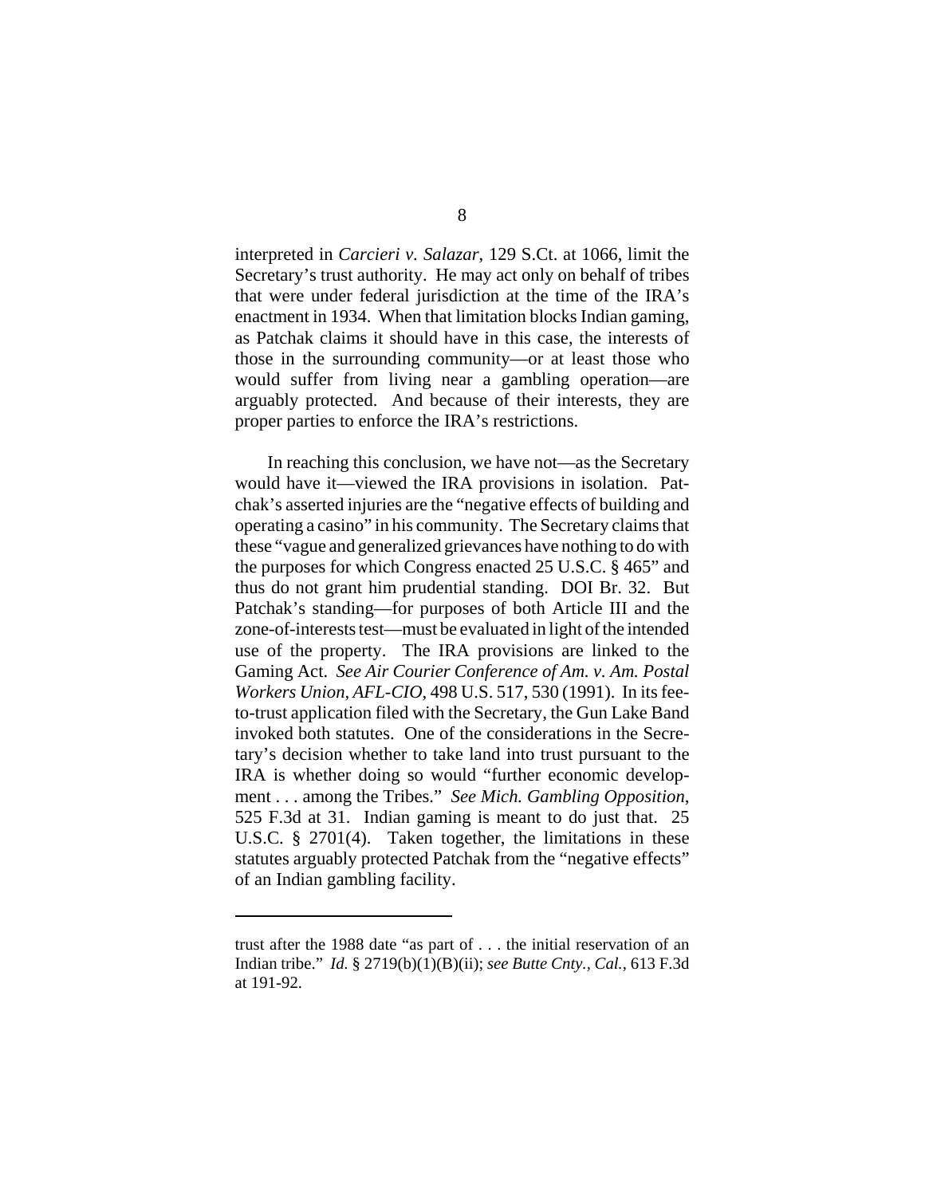interpreted in *Carcieri v. Salazar*, 129 S.Ct. at 1066, limit the Secretary's trust authority. He may act only on behalf of tribes that were under federal jurisdiction at the time of the IRA's enactment in 1934. When that limitation blocks Indian gaming, as Patchak claims it should have in this case, the interests of those in the surrounding community—or at least those who would suffer from living near a gambling operation—are arguably protected. And because of their interests, they are proper parties to enforce the IRA's restrictions.

In reaching this conclusion, we have not—as the Secretary would have it—viewed the IRA provisions in isolation. Patchak's asserted injuries are the "negative effects of building and operating a casino" in his community. The Secretary claims that these "vague and generalized grievances have nothing to do with the purposes for which Congress enacted 25 U.S.C. § 465" and thus do not grant him prudential standing. DOI Br. 32. But Patchak's standing—for purposes of both Article III and the zone-of-interests test—must be evaluated in light of the intended use of the property. The IRA provisions are linked to the Gaming Act. *See Air Courier Conference of Am. v. Am. Postal Workers Union, AFL-CIO*, 498 U.S. 517, 530 (1991). In its fee-to-trust application filed with the Secretary, the Gun Lake Band invoked both statutes. One of the considerations in the Secretary's decision whether to take land into trust pursuant to the IRA is whether doing so would "further economic development . . . among the Tribes." *See Mich. Gambling Opposition*, 525 F.3d at 31. Indian gaming is meant to do just that. 25 U.S.C. § 2701(4). Taken together, the limitations in these statutes arguably protected Patchak from the "negative effects" of an Indian gambling facility.

---

trust after the 1988 date "as part of . . . the initial reservation of an Indian tribe." *Id.* § 2719(b)(1)(B)(ii); *see Butte Cnty., Cal.*, 613 F.3d at 191-92.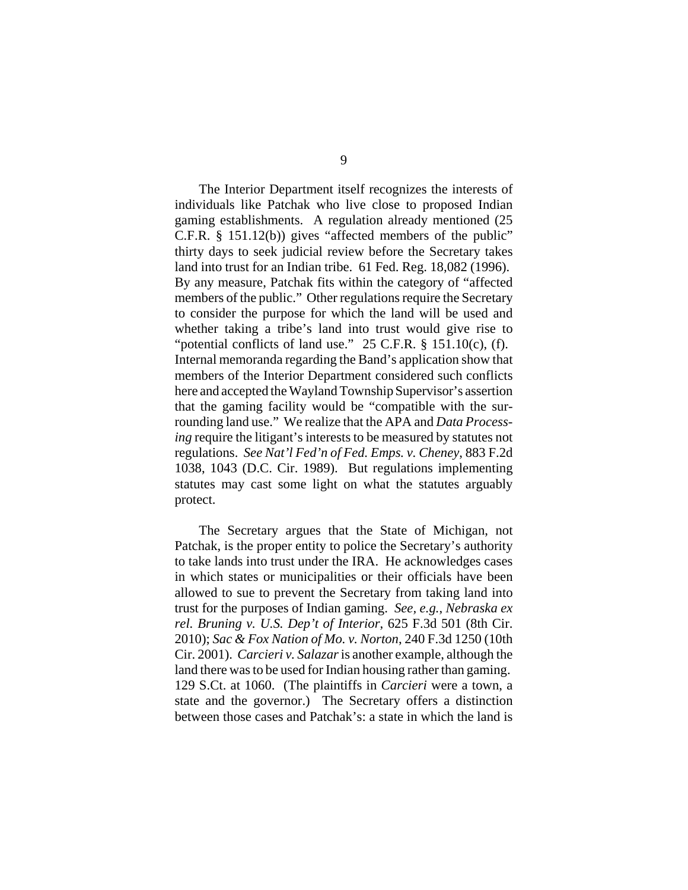The Interior Department itself recognizes the interests of individuals like Patchak who live close to proposed Indian gaming establishments. A regulation already mentioned (25 C.F.R. § 151.12(b)) gives "affected members of the public" thirty days to seek judicial review before the Secretary takes land into trust for an Indian tribe. 61 Fed. Reg. 18,082 (1996). By any measure, Patchak fits within the category of "affected members of the public." Other regulations require the Secretary to consider the purpose for which the land will be used and whether taking a tribe's land into trust would give rise to "potential conflicts of land use." 25 C.F.R. § 151.10(c), (f). Internal memoranda regarding the Band's application show that members of the Interior Department considered such conflicts here and accepted the Wayland Township Supervisor's assertion that the gaming facility would be "compatible with the surrounding land use." We realize that the APA and *Data Processing* require the litigant's interests to be measured by statutes not regulations. *See Nat'l Fed'n of Fed. Emps. v. Cheney*, 883 F.2d 1038, 1043 (D.C. Cir. 1989). But regulations implementing statutes may cast some light on what the statutes arguably protect.

The Secretary argues that the State of Michigan, not Patchak, is the proper entity to police the Secretary's authority to take lands into trust under the IRA. He acknowledges cases in which states or municipalities or their officials have been allowed to sue to prevent the Secretary from taking land into trust for the purposes of Indian gaming. *See, e.g.*, *Nebraska ex rel. Bruning v. U.S. Dep't of Interior*, 625 F.3d 501 (8th Cir. 2010); *Sac & Fox Nation of Mo. v. Norton*, 240 F.3d 1250 (10th Cir. 2001). *Carcieri v. Salazar* is another example, although the land there was to be used for Indian housing rather than gaming. 129 S.Ct. at 1060. (The plaintiffs in *Carcieri* were a town, a state and the governor.) The Secretary offers a distinction between those cases and Patchak's: a state in which the land is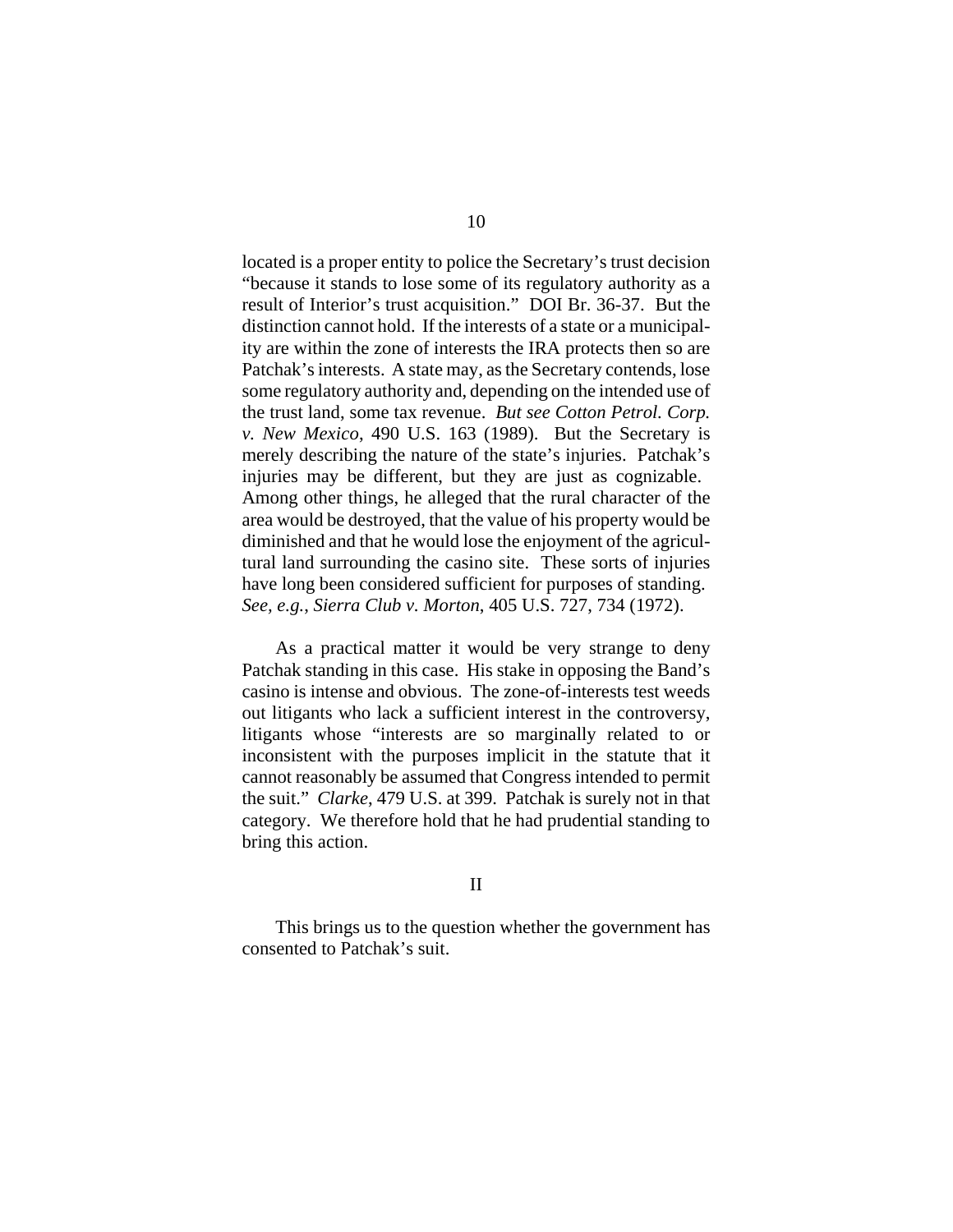located is a proper entity to police the Secretary's trust decision "because it stands to lose some of its regulatory authority as a result of Interior's trust acquisition." DOI Br. 36-37. But the distinction cannot hold. If the interests of a state or a municipality are within the zone of interests the IRA protects then so are Patchak's interests. A state may, as the Secretary contends, lose some regulatory authority and, depending on the intended use of the trust land, some tax revenue. *But see Cotton Petrol. Corp. v. New Mexico*, 490 U.S. 163 (1989). But the Secretary is merely describing the nature of the state's injuries. Patchak's injuries may be different, but they are just as cognizable. Among other things, he alleged that the rural character of the area would be destroyed, that the value of his property would be diminished and that he would lose the enjoyment of the agricultural land surrounding the casino site. These sorts of injuries have long been considered sufficient for purposes of standing. *See, e.g.*, *Sierra Club v. Morton*, 405 U.S. 727, 734 (1972).

As a practical matter it would be very strange to deny Patchak standing in this case. His stake in opposing the Band's casino is intense and obvious. The zone-of-interests test weeds out litigants who lack a sufficient interest in the controversy, litigants whose "interests are so marginally related to or inconsistent with the purposes implicit in the statute that it cannot reasonably be assumed that Congress intended to permit the suit." *Clarke*, 479 U.S. at 399. Patchak is surely not in that category. We therefore hold that he had prudential standing to bring this action.

## II

This brings us to the question whether the government has consented to Patchak's suit.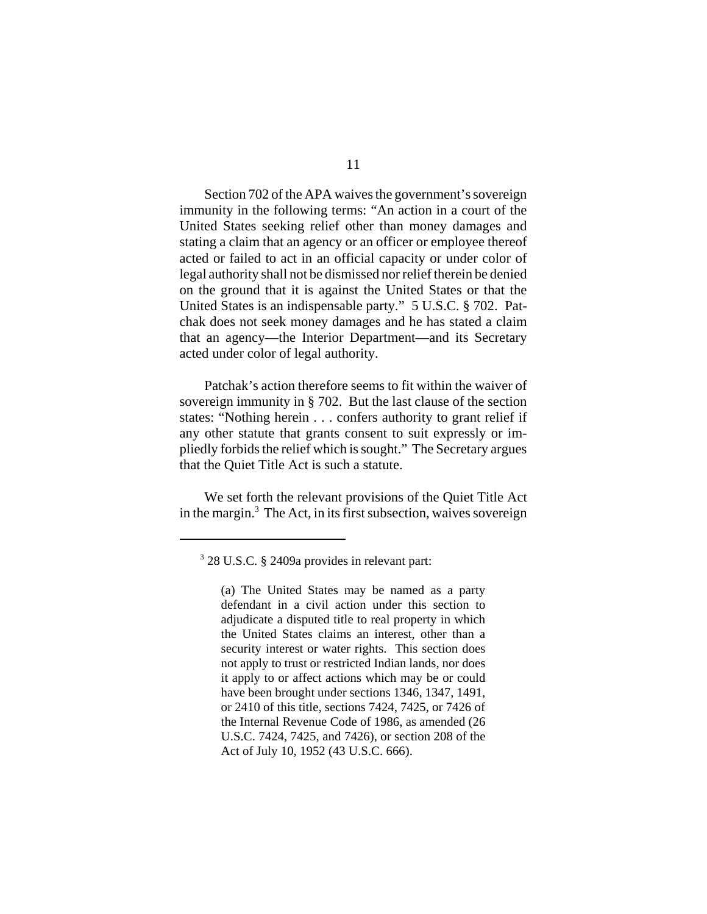Section 702 of the APA waives the government's sovereign immunity in the following terms: "An action in a court of the United States seeking relief other than money damages and stating a claim that an agency or an officer or employee thereof acted or failed to act in an official capacity or under color of legal authority shall not be dismissed nor relief therein be denied on the ground that it is against the United States or that the United States is an indispensable party." 5 U.S.C. § 702. Patchak does not seek money damages and he has stated a claim that an agency—the Interior Department—and its Secretary acted under color of legal authority.

Patchak's action therefore seems to fit within the waiver of sovereign immunity in § 702. But the last clause of the section states: "Nothing herein . . . confers authority to grant relief if any other statute that grants consent to suit expressly or impliedly forbids the relief which is sought." The Secretary argues that the Quiet Title Act is such a statute.

We set forth the relevant provisions of the Quiet Title Act in the margin.[3] The Act, in its first subsection, waives sovereign

---

[3] 28 U.S.C. § 2409a provides in relevant part:

> (a) The United States may be named as a party defendant in a civil action under this section to adjudicate a disputed title to real property in which the United States claims an interest, other than a security interest or water rights. This section does not apply to trust or restricted Indian lands, nor does it apply to or affect actions which may be or could have been brought under sections 1346, 1347, 1491, or 2410 of this title, sections 7424, 7425, or 7426 of the Internal Revenue Code of 1986, as amended (26 U.S.C. 7424, 7425, and 7426), or section 208 of the Act of July 10, 1952 (43 U.S.C. 666).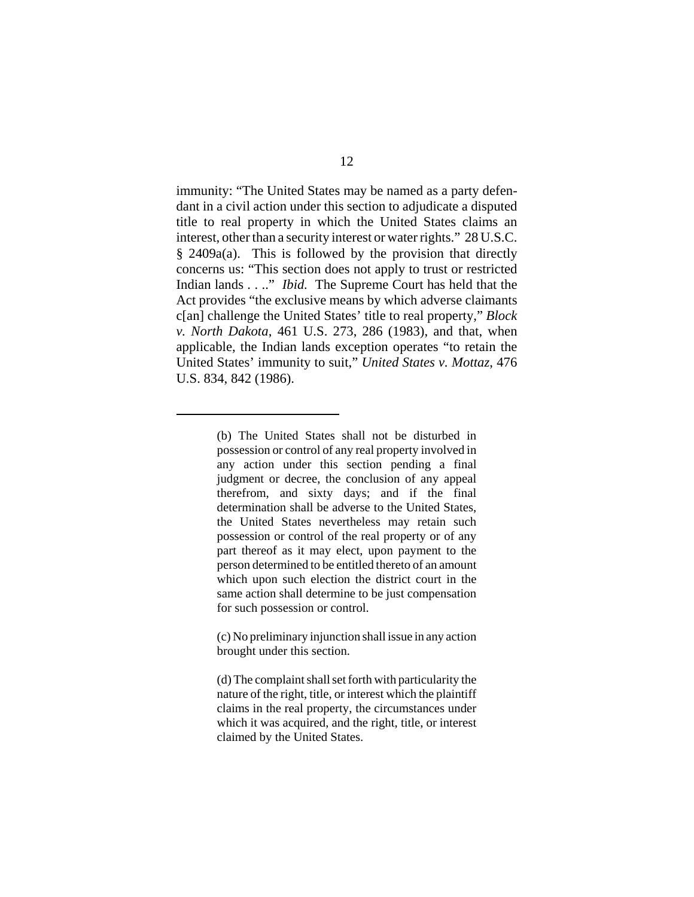immunity: "The United States may be named as a party defendant in a civil action under this section to adjudicate a disputed title to real property in which the United States claims an interest, other than a security interest or water rights." 28 U.S.C. § 2409a(a). This is followed by the provision that directly concerns us: "This section does not apply to trust or restricted Indian lands . . .." *Ibid.* The Supreme Court has held that the Act provides "the exclusive means by which adverse claimants c[an] challenge the United States' title to real property," *Block v. North Dakota*, 461 U.S. 273, 286 (1983), and that, when applicable, the Indian lands exception operates "to retain the United States' immunity to suit," *United States v. Mottaz*, 476 U.S. 834, 842 (1986).

---

> (b) The United States shall not be disturbed in possession or control of any real property involved in any action under this section pending a final judgment or decree, the conclusion of any appeal therefrom, and sixty days; and if the final determination shall be adverse to the United States, the United States nevertheless may retain such possession or control of the real property or of any part thereof as it may elect, upon payment to the person determined to be entitled thereto of an amount which upon such election the district court in the same action shall determine to be just compensation for such possession or control.
>
> (c) No preliminary injunction shall issue in any action brought under this section.
>
> (d) The complaint shall set forth with particularity the nature of the right, title, or interest which the plaintiff claims in the real property, the circumstances under which it was acquired, and the right, title, or interest claimed by the United States.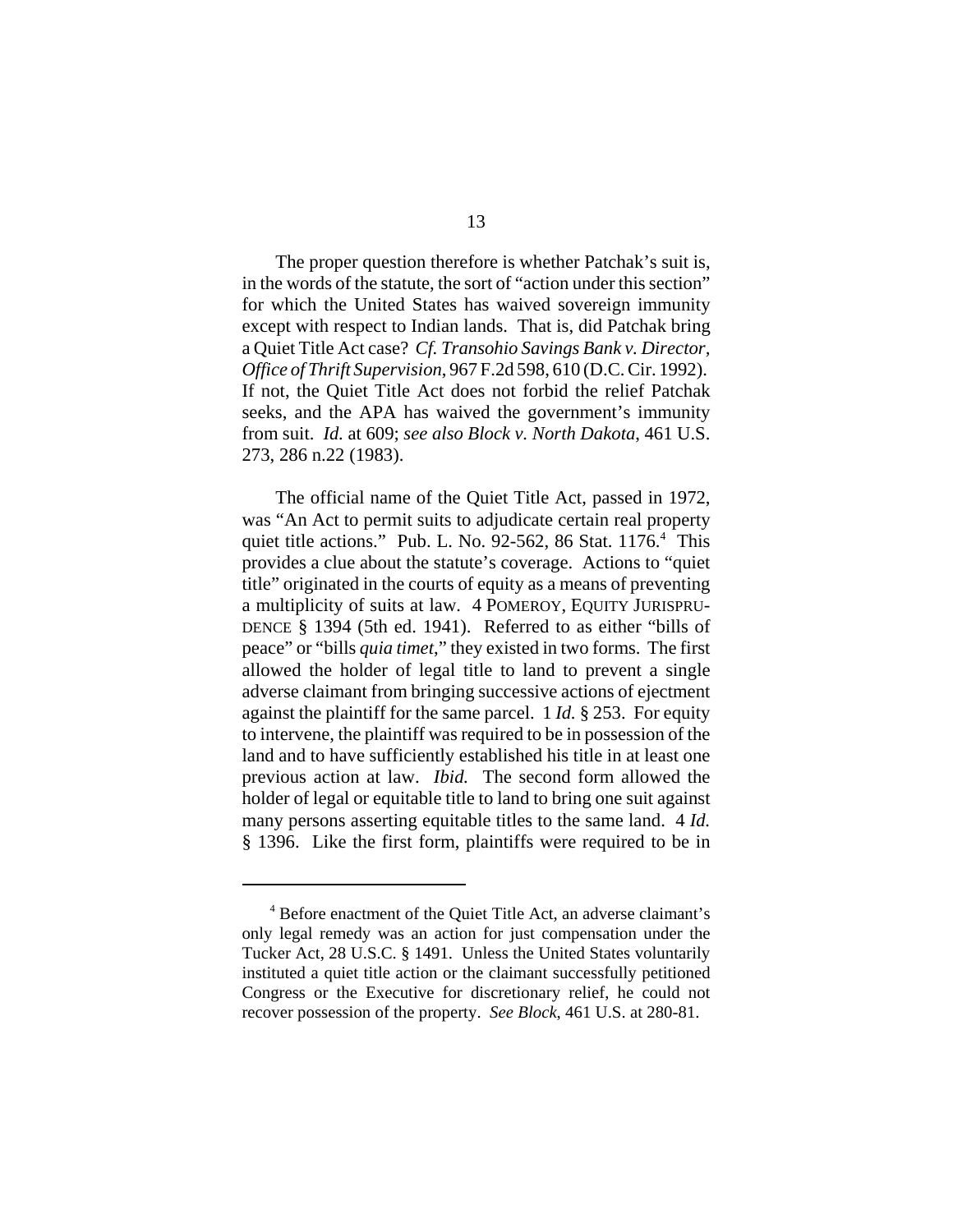The proper question therefore is whether Patchak's suit is, in the words of the statute, the sort of "action under this section" for which the United States has waived sovereign immunity except with respect to Indian lands. That is, did Patchak bring a Quiet Title Act case? *Cf. Transohio Savings Bank v. Director, Office of Thrift Supervision*, 967 F.2d 598, 610 (D.C. Cir. 1992). If not, the Quiet Title Act does not forbid the relief Patchak seeks, and the APA has waived the government's immunity from suit. *Id.* at 609; *see also Block v. North Dakota*, 461 U.S. 273, 286 n.22 (1983).

The official name of the Quiet Title Act, passed in 1972, was "An Act to permit suits to adjudicate certain real property quiet title actions." Pub. L. No. 92-562, 86 Stat. 1176.[4] This provides a clue about the statute's coverage. Actions to "quiet title" originated in the courts of equity as a means of preventing a multiplicity of suits at law. 4 POMEROY, EQUITY JURISPRUDENCE § 1394 (5th ed. 1941). Referred to as either "bills of peace" or "bills *quia timet*," they existed in two forms. The first allowed the holder of legal title to land to prevent a single adverse claimant from bringing successive actions of ejectment against the plaintiff for the same parcel. 1 *Id.* § 253. For equity to intervene, the plaintiff was required to be in possession of the land and to have sufficiently established his title in at least one previous action at law. *Ibid.* The second form allowed the holder of legal or equitable title to land to bring one suit against many persons asserting equitable titles to the same land. 4 *Id.* § 1396. Like the first form, plaintiffs were required to be in

[4] Before enactment of the Quiet Title Act, an adverse claimant's only legal remedy was an action for just compensation under the Tucker Act, 28 U.S.C. § 1491. Unless the United States voluntarily instituted a quiet title action or the claimant successfully petitioned Congress or the Executive for discretionary relief, he could not recover possession of the property. *See Block*, 461 U.S. at 280-81.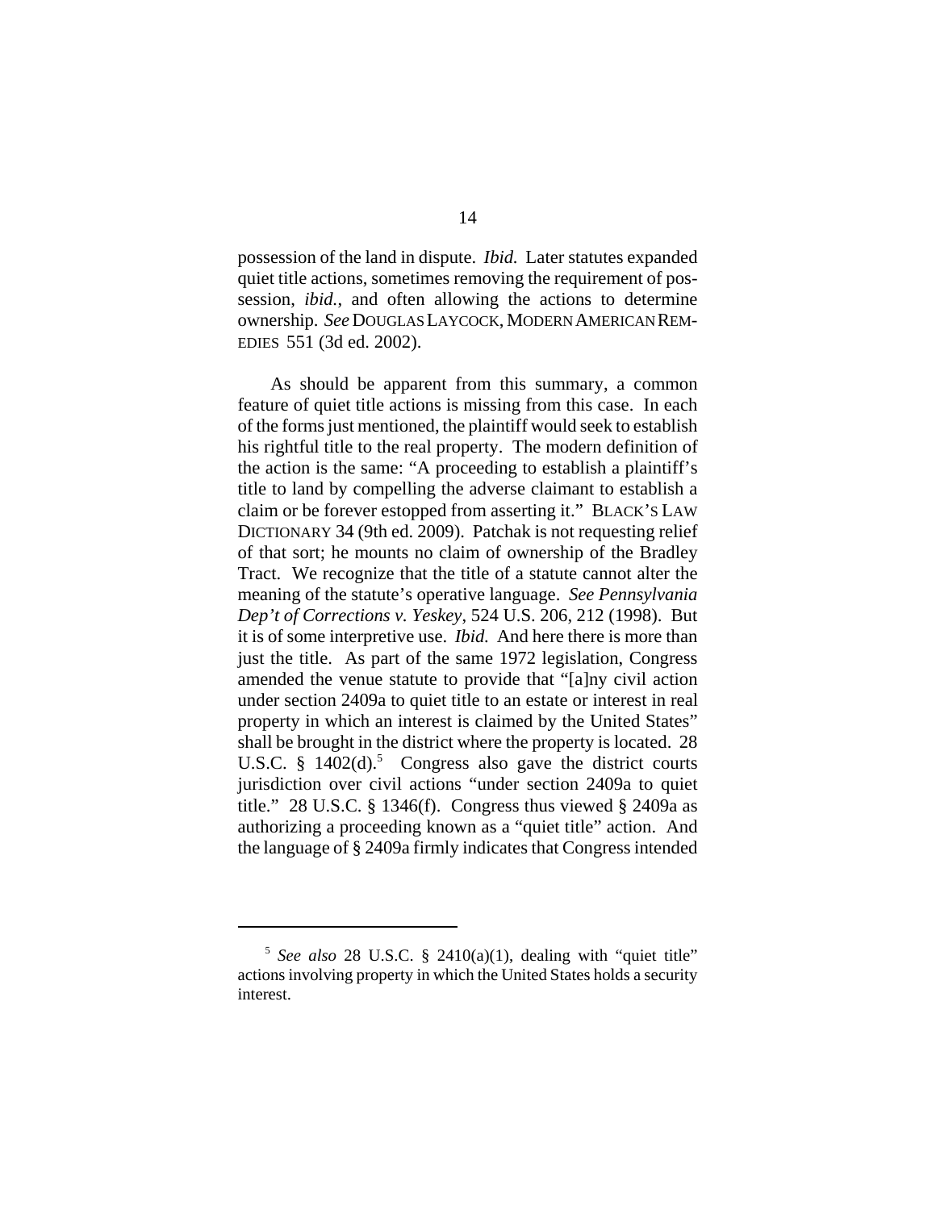possession of the land in dispute. *Ibid.* Later statutes expanded quiet title actions, sometimes removing the requirement of possession, *ibid.*, and often allowing the actions to determine ownership. *See* DOUGLAS LAYCOCK, MODERN AMERICAN REMEDIES 551 (3d ed. 2002).

As should be apparent from this summary, a common feature of quiet title actions is missing from this case. In each of the forms just mentioned, the plaintiff would seek to establish his rightful title to the real property. The modern definition of the action is the same: "A proceeding to establish a plaintiff's title to land by compelling the adverse claimant to establish a claim or be forever estopped from asserting it." BLACK'S LAW DICTIONARY 34 (9th ed. 2009). Patchak is not requesting relief of that sort; he mounts no claim of ownership of the Bradley Tract. We recognize that the title of a statute cannot alter the meaning of the statute's operative language. *See Pennsylvania Dep't of Corrections v. Yeskey*, 524 U.S. 206, 212 (1998). But it is of some interpretive use. *Ibid.* And here there is more than just the title. As part of the same 1972 legislation, Congress amended the venue statute to provide that "[a]ny civil action under section 2409a to quiet title to an estate or interest in real property in which an interest is claimed by the United States" shall be brought in the district where the property is located. 28 U.S.C. § 1402(d).[5] Congress also gave the district courts jurisdiction over civil actions "under section 2409a to quiet title." 28 U.S.C. § 1346(f). Congress thus viewed § 2409a as authorizing a proceeding known as a "quiet title" action. And the language of § 2409a firmly indicates that Congress intended

[5] *See also* 28 U.S.C. § 2410(a)(1), dealing with "quiet title" actions involving property in which the United States holds a security interest.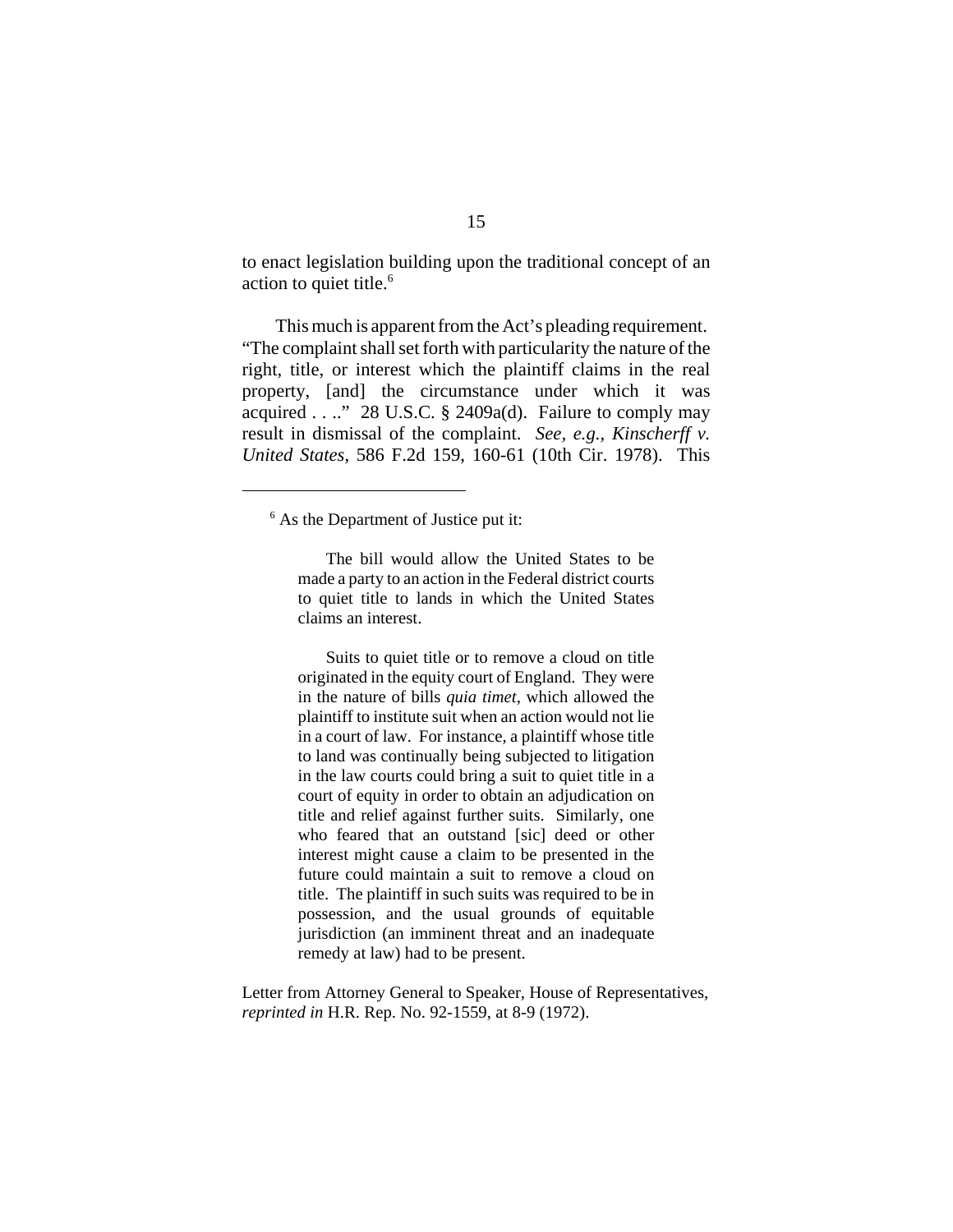to enact legislation building upon the traditional concept of an action to quiet title.[6]

This much is apparent from the Act's pleading requirement. "The complaint shall set forth with particularity the nature of the right, title, or interest which the plaintiff claims in the real property, [and] the circumstance under which it was acquired . . .." 28 U.S.C. § 2409a(d). Failure to comply may result in dismissal of the complaint. *See, e.g.*, *Kinscherff v. United States*, 586 F.2d 159, 160-61 (10th Cir. 1978). This

---

[6] As the Department of Justice put it:

> The bill would allow the United States to be made a party to an action in the Federal district courts to quiet title to lands in which the United States claims an interest.
>
> Suits to quiet title or to remove a cloud on title originated in the equity court of England. They were in the nature of bills *quia timet*, which allowed the plaintiff to institute suit when an action would not lie in a court of law. For instance, a plaintiff whose title to land was continually being subjected to litigation in the law courts could bring a suit to quiet title in a court of equity in order to obtain an adjudication on title and relief against further suits. Similarly, one who feared that an outstand [sic] deed or other interest might cause a claim to be presented in the future could maintain a suit to remove a cloud on title. The plaintiff in such suits was required to be in possession, and the usual grounds of equitable jurisdiction (an imminent threat and an inadequate remedy at law) had to be present.

Letter from Attorney General to Speaker, House of Representatives, *reprinted in* H.R. Rep. No. 92-1559, at 8-9 (1972).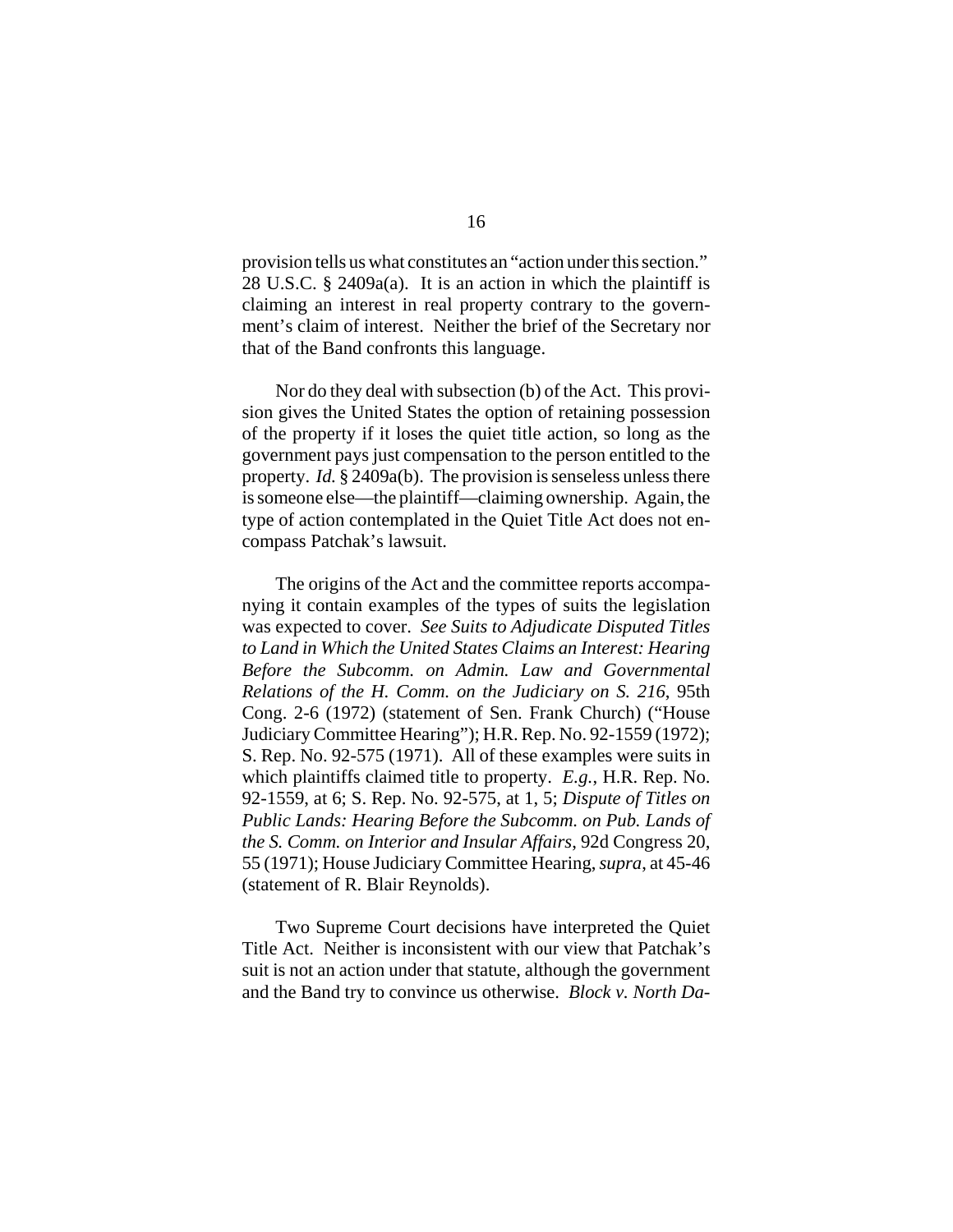provision tells us what constitutes an "action under this section." 28 U.S.C. § 2409a(a). It is an action in which the plaintiff is claiming an interest in real property contrary to the government's claim of interest. Neither the brief of the Secretary nor that of the Band confronts this language.

Nor do they deal with subsection (b) of the Act. This provision gives the United States the option of retaining possession of the property if it loses the quiet title action, so long as the government pays just compensation to the person entitled to the property. *Id.* § 2409a(b). The provision is senseless unless there is someone else—the plaintiff—claiming ownership. Again, the type of action contemplated in the Quiet Title Act does not encompass Patchak's lawsuit.

The origins of the Act and the committee reports accompanying it contain examples of the types of suits the legislation was expected to cover. *See Suits to Adjudicate Disputed Titles to Land in Which the United States Claims an Interest: Hearing Before the Subcomm. on Admin. Law and Governmental Relations of the H. Comm. on the Judiciary on S. 216*, 95th Cong. 2-6 (1972) (statement of Sen. Frank Church) ("House Judiciary Committee Hearing"); H.R. Rep. No. 92-1559 (1972); S. Rep. No. 92-575 (1971). All of these examples were suits in which plaintiffs claimed title to property. *E.g.*, H.R. Rep. No. 92-1559, at 6; S. Rep. No. 92-575, at 1, 5; *Dispute of Titles on Public Lands: Hearing Before the Subcomm. on Pub. Lands of the S. Comm. on Interior and Insular Affairs*, 92d Congress 20, 55 (1971); House Judiciary Committee Hearing, *supra*, at 45-46 (statement of R. Blair Reynolds).

Two Supreme Court decisions have interpreted the Quiet Title Act. Neither is inconsistent with our view that Patchak's suit is not an action under that statute, although the government and the Band try to convince us otherwise. *Block v. North Da-*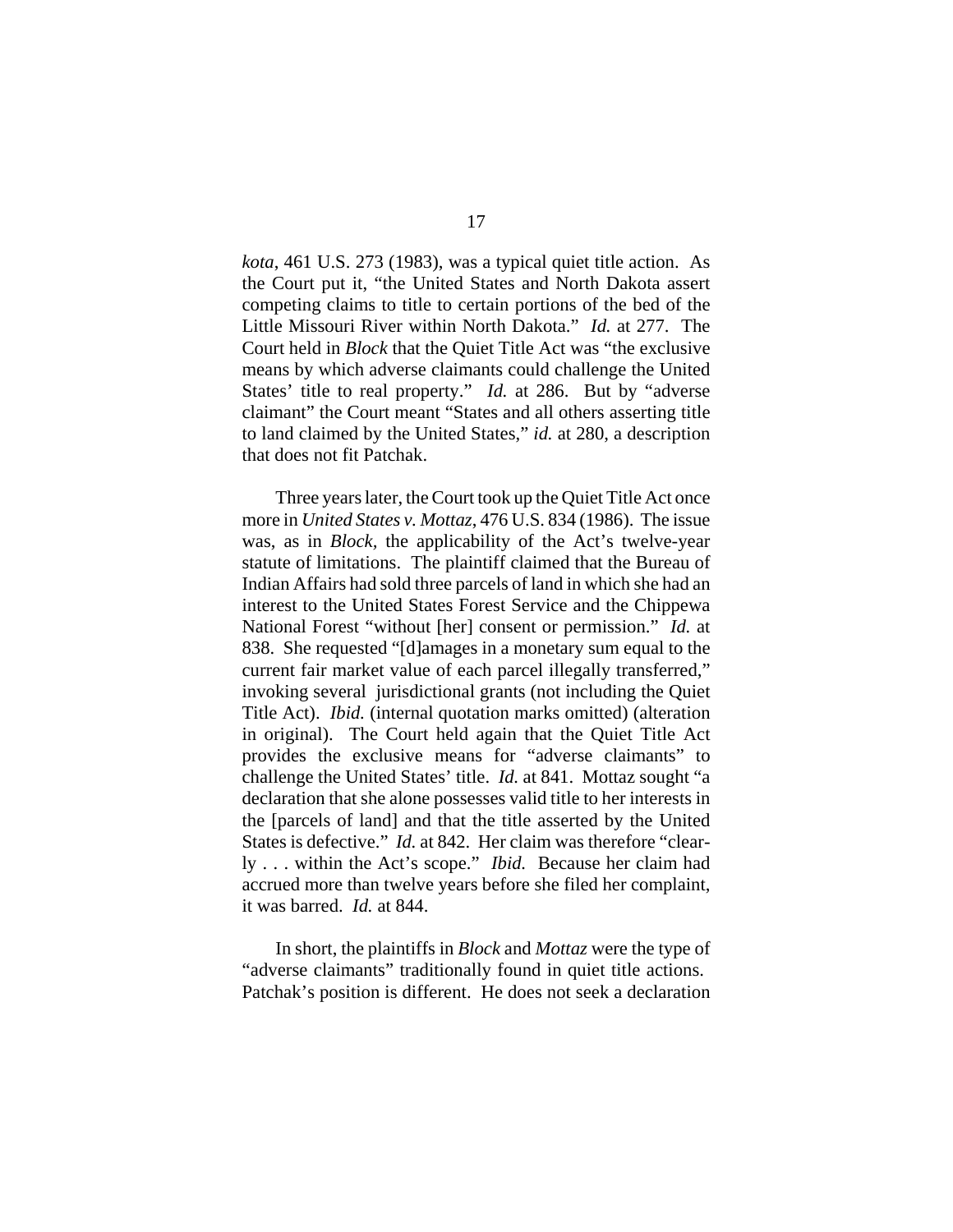*kota*, 461 U.S. 273 (1983), was a typical quiet title action. As the Court put it, "the United States and North Dakota assert competing claims to title to certain portions of the bed of the Little Missouri River within North Dakota." *Id.* at 277. The Court held in *Block* that the Quiet Title Act was "the exclusive means by which adverse claimants could challenge the United States' title to real property." *Id.* at 286. But by "adverse claimant" the Court meant "States and all others asserting title to land claimed by the United States," *id.* at 280, a description that does not fit Patchak.

Three years later, the Court took up the Quiet Title Act once more in *United States v. Mottaz*, 476 U.S. 834 (1986). The issue was, as in *Block,* the applicability of the Act's twelve-year statute of limitations. The plaintiff claimed that the Bureau of Indian Affairs had sold three parcels of land in which she had an interest to the United States Forest Service and the Chippewa National Forest "without [her] consent or permission." *Id.* at 838. She requested "[d]amages in a monetary sum equal to the current fair market value of each parcel illegally transferred," invoking several jurisdictional grants (not including the Quiet Title Act). *Ibid.* (internal quotation marks omitted) (alteration in original). The Court held again that the Quiet Title Act provides the exclusive means for "adverse claimants" to challenge the United States' title. *Id.* at 841. Mottaz sought "a declaration that she alone possesses valid title to her interests in the [parcels of land] and that the title asserted by the United States is defective." *Id.* at 842. Her claim was therefore "clearly . . . within the Act's scope." *Ibid.* Because her claim had accrued more than twelve years before she filed her complaint, it was barred. *Id.* at 844.

In short, the plaintiffs in *Block* and *Mottaz* were the type of "adverse claimants" traditionally found in quiet title actions. Patchak's position is different. He does not seek a declaration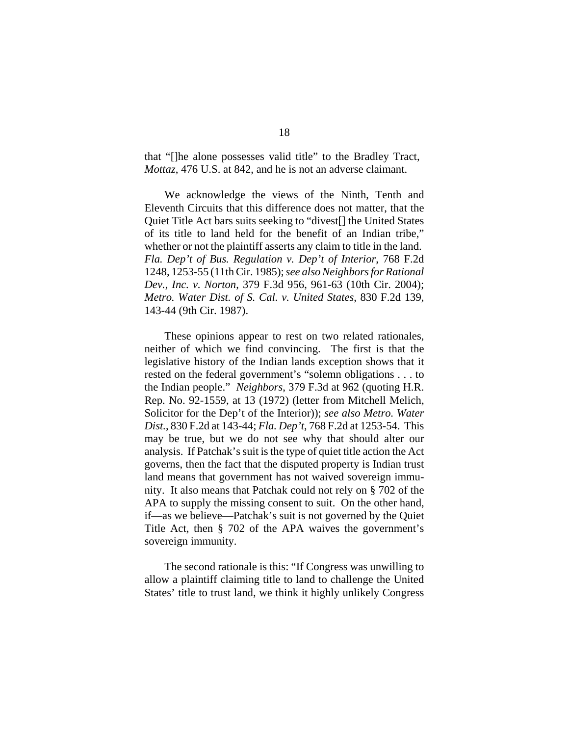that "[]he alone possesses valid title" to the Bradley Tract, *Mottaz*, 476 U.S. at 842, and he is not an adverse claimant.

We acknowledge the views of the Ninth, Tenth and Eleventh Circuits that this difference does not matter, that the Quiet Title Act bars suits seeking to "divest[] the United States of its title to land held for the benefit of an Indian tribe," whether or not the plaintiff asserts any claim to title in the land. *Fla. Dep't of Bus. Regulation v. Dep't of Interior*, 768 F.2d 1248, 1253-55 (11th Cir. 1985); *see also Neighbors for Rational Dev., Inc. v. Norton*, 379 F.3d 956, 961-63 (10th Cir. 2004); *Metro. Water Dist. of S. Cal. v. United States*, 830 F.2d 139, 143-44 (9th Cir. 1987).

These opinions appear to rest on two related rationales, neither of which we find convincing. The first is that the legislative history of the Indian lands exception shows that it rested on the federal government's "solemn obligations . . . to the Indian people." *Neighbors*, 379 F.3d at 962 (quoting H.R. Rep. No. 92-1559, at 13 (1972) (letter from Mitchell Melich, Solicitor for the Dep't of the Interior)); *see also Metro. Water Dist.*, 830 F.2d at 143-44; *Fla. Dep't*, 768 F.2d at 1253-54. This may be true, but we do not see why that should alter our analysis. If Patchak's suit is the type of quiet title action the Act governs, then the fact that the disputed property is Indian trust land means that government has not waived sovereign immunity. It also means that Patchak could not rely on § 702 of the APA to supply the missing consent to suit. On the other hand, if—as we believe—Patchak's suit is not governed by the Quiet Title Act, then § 702 of the APA waives the government's sovereign immunity.

The second rationale is this: "If Congress was unwilling to allow a plaintiff claiming title to land to challenge the United States' title to trust land, we think it highly unlikely Congress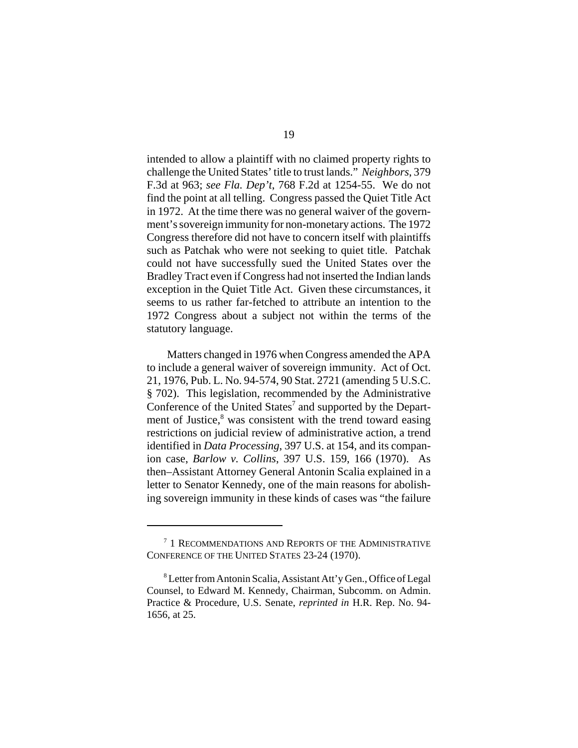intended to allow a plaintiff with no claimed property rights to challenge the United States' title to trust lands." *Neighbors*, 379 F.3d at 963; *see Fla. Dep't*, 768 F.2d at 1254-55. We do not find the point at all telling. Congress passed the Quiet Title Act in 1972. At the time there was no general waiver of the government's sovereign immunity for non-monetary actions. The 1972 Congress therefore did not have to concern itself with plaintiffs such as Patchak who were not seeking to quiet title. Patchak could not have successfully sued the United States over the Bradley Tract even if Congress had not inserted the Indian lands exception in the Quiet Title Act. Given these circumstances, it seems to us rather far-fetched to attribute an intention to the 1972 Congress about a subject not within the terms of the statutory language.

Matters changed in 1976 when Congress amended the APA to include a general waiver of sovereign immunity. Act of Oct. 21, 1976, Pub. L. No. 94-574, 90 Stat. 2721 (amending 5 U.S.C. § 702). This legislation, recommended by the Administrative Conference of the United States[7] and supported by the Department of Justice,[8] was consistent with the trend toward easing restrictions on judicial review of administrative action, a trend identified in *Data Processing*, 397 U.S. at 154, and its companion case, *Barlow v. Collins*, 397 U.S. 159, 166 (1970). As then–Assistant Attorney General Antonin Scalia explained in a letter to Senator Kennedy, one of the main reasons for abolishing sovereign immunity in these kinds of cases was "the failure

---

[7] 1 RECOMMENDATIONS AND REPORTS OF THE ADMINISTRATIVE CONFERENCE OF THE UNITED STATES 23-24 (1970).

[8] Letter from Antonin Scalia, Assistant Att'y Gen., Office of Legal Counsel, to Edward M. Kennedy, Chairman, Subcomm. on Admin. Practice & Procedure, U.S. Senate, *reprinted in* H.R. Rep. No. 94-1656, at 25.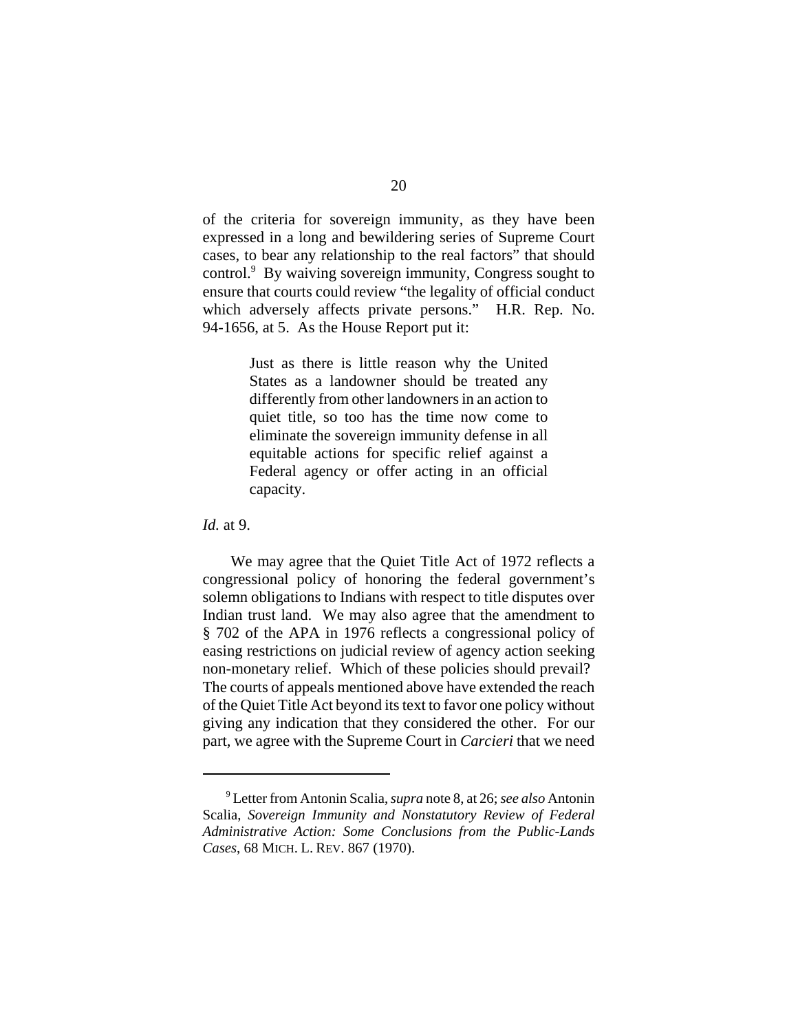of the criteria for sovereign immunity, as they have been expressed in a long and bewildering series of Supreme Court cases, to bear any relationship to the real factors" that should control.[9] By waiving sovereign immunity, Congress sought to ensure that courts could review "the legality of official conduct which adversely affects private persons." H.R. Rep. No. 94-1656, at 5. As the House Report put it:

> Just as there is little reason why the United States as a landowner should be treated any differently from other landowners in an action to quiet title, so too has the time now come to eliminate the sovereign immunity defense in all equitable actions for specific relief against a Federal agency or offer acting in an official capacity.

*Id.* at 9.

We may agree that the Quiet Title Act of 1972 reflects a congressional policy of honoring the federal government's solemn obligations to Indians with respect to title disputes over Indian trust land. We may also agree that the amendment to § 702 of the APA in 1976 reflects a congressional policy of easing restrictions on judicial review of agency action seeking non-monetary relief. Which of these policies should prevail? The courts of appeals mentioned above have extended the reach of the Quiet Title Act beyond its text to favor one policy without giving any indication that they considered the other. For our part, we agree with the Supreme Court in *Carcieri* that we need

---

[9] Letter from Antonin Scalia, *supra* note 8, at 26; *see also* Antonin Scalia, *Sovereign Immunity and Nonstatutory Review of Federal Administrative Action: Some Conclusions from the Public-Lands Cases*, 68 MICH. L. REV. 867 (1970).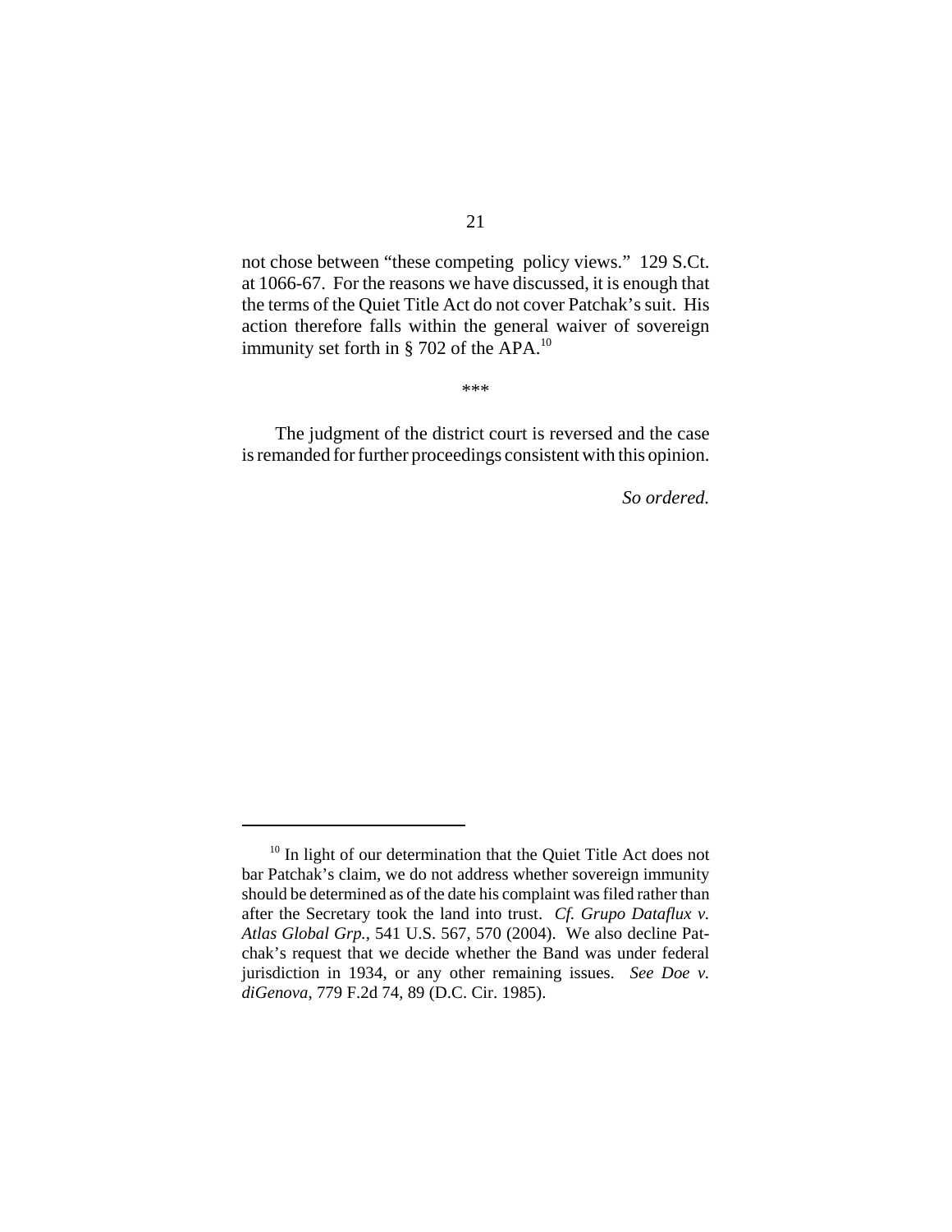not chose between "these competing policy views." 129 S.Ct. at 1066-67. For the reasons we have discussed, it is enough that the terms of the Quiet Title Act do not cover Patchak's suit. His action therefore falls within the general waiver of sovereign immunity set forth in § 702 of the APA.[10]

***

The judgment of the district court is reversed and the case is remanded for further proceedings consistent with this opinion.

*So ordered.*

---

[10] In light of our determination that the Quiet Title Act does not bar Patchak's claim, we do not address whether sovereign immunity should be determined as of the date his complaint was filed rather than after the Secretary took the land into trust. *Cf. Grupo Dataflux v. Atlas Global Grp.*, 541 U.S. 567, 570 (2004). We also decline Patchak's request that we decide whether the Band was under federal jurisdiction in 1934, or any other remaining issues. *See Doe v. diGenova*, 779 F.2d 74, 89 (D.C. Cir. 1985).